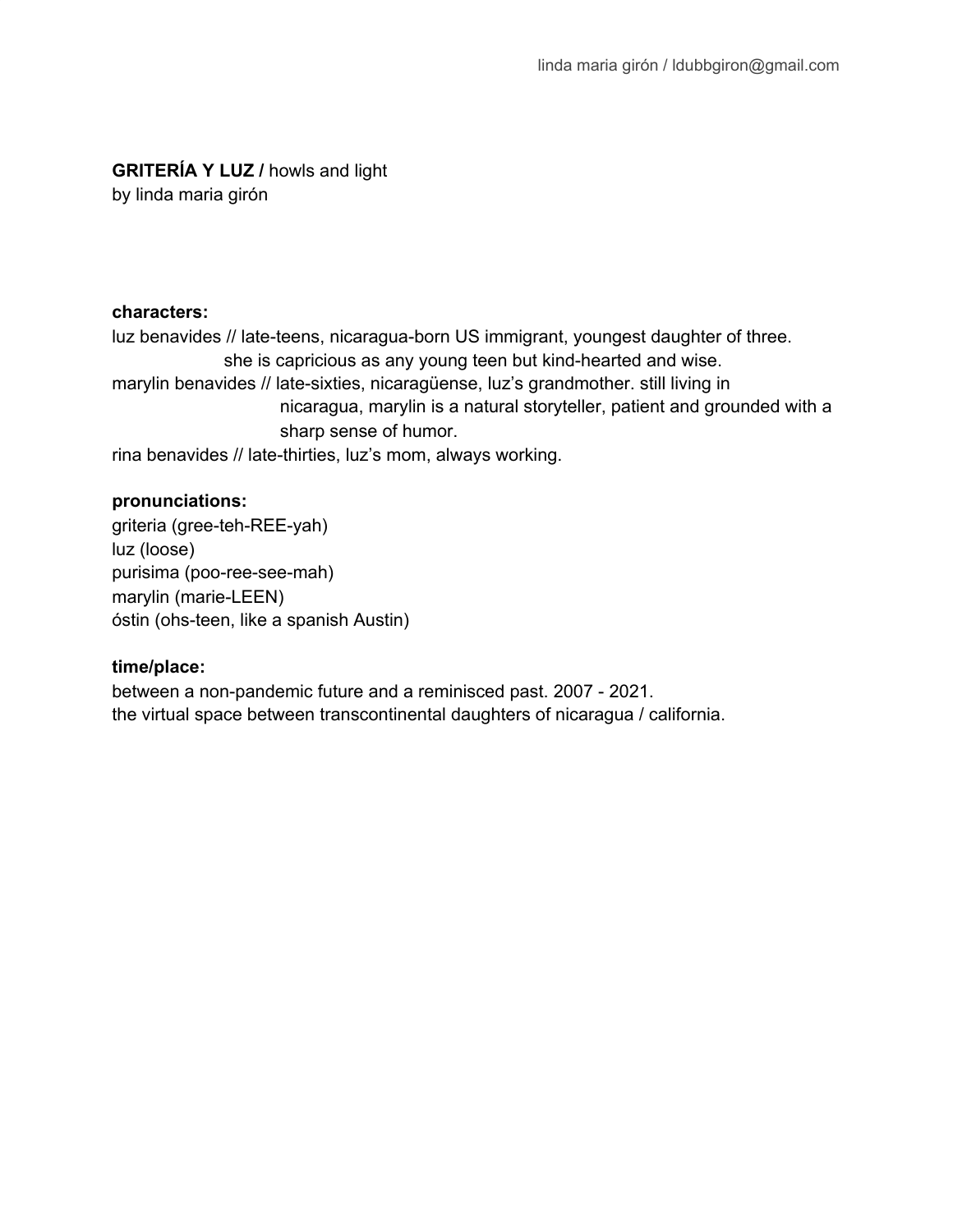linda maria girón / ldubbgiron@gmail.com

**GRITERÍA Y LUZ /** howls and light
by linda maria girón

**characters:**

luz benavides // late-teens, nicaragua-born US immigrant, youngest daughter of three. she is capricious as any young teen but kind-hearted and wise.

marylin benavides // late-sixties, nicaragüense, luz's grandmother. still living in nicaragua, marylin is a natural storyteller, patient and grounded with a sharp sense of humor.

rina benavides // late-thirties, luz's mom, always working.

**pronunciations:**

griteria (gree-teh-REE-yah)
luz (loose)
purisima (poo-ree-see-mah)
marylin (marie-LEEN)
óstin (ohs-teen, like a spanish Austin)

**time/place:**

between a non-pandemic future and a reminisced past. 2007 - 2021.
the virtual space between transcontinental daughters of nicaragua / california.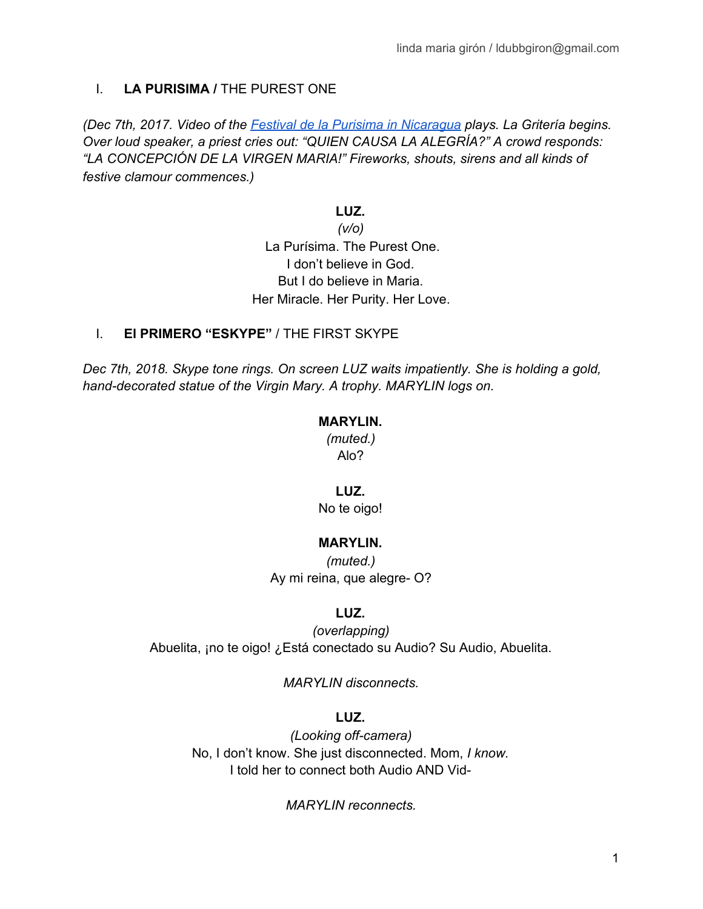## I. **LA PURISIMA /** THE PUREST ONE

*(Dec 7th, 2017. Video of the [Festival de la Purisima in Nicaragua]() plays. La Gritería begins. Over loud speaker, a priest cries out: "QUIEN CAUSA LA ALEGRÍA?" A crowd responds: "LA CONCEPCIÓN DE LA VIRGEN MARIA!" Fireworks, shouts, sirens and all kinds of festive clamour commences.)*

**LUZ.**
*(v/o)*
La Purísima. The Purest One.
I don't believe in God.
But I do believe in Maria.
Her Miracle. Her Purity. Her Love.

## I. **El PRIMERO "ESKYPE"** / THE FIRST SKYPE

*Dec 7th, 2018. Skype tone rings. On screen LUZ waits impatiently. She is holding a gold, hand-decorated statue of the Virgin Mary. A trophy. MARYLIN logs on.*

**MARYLIN.**
*(muted.)*
Alo?

**LUZ.**
No te oigo!

**MARYLIN.**
*(muted.)*
Ay mi reina, que alegre- O?

**LUZ.**
*(overlapping)*
Abuelita, ¡no te oigo! ¿Está conectado su Audio? Su Audio, Abuelita.

*MARYLIN disconnects.*

**LUZ.**
*(Looking off-camera)*
No, I don't know. She just disconnected. Mom, *I know.*
I told her to connect both Audio AND Vid-

*MARYLIN reconnects.*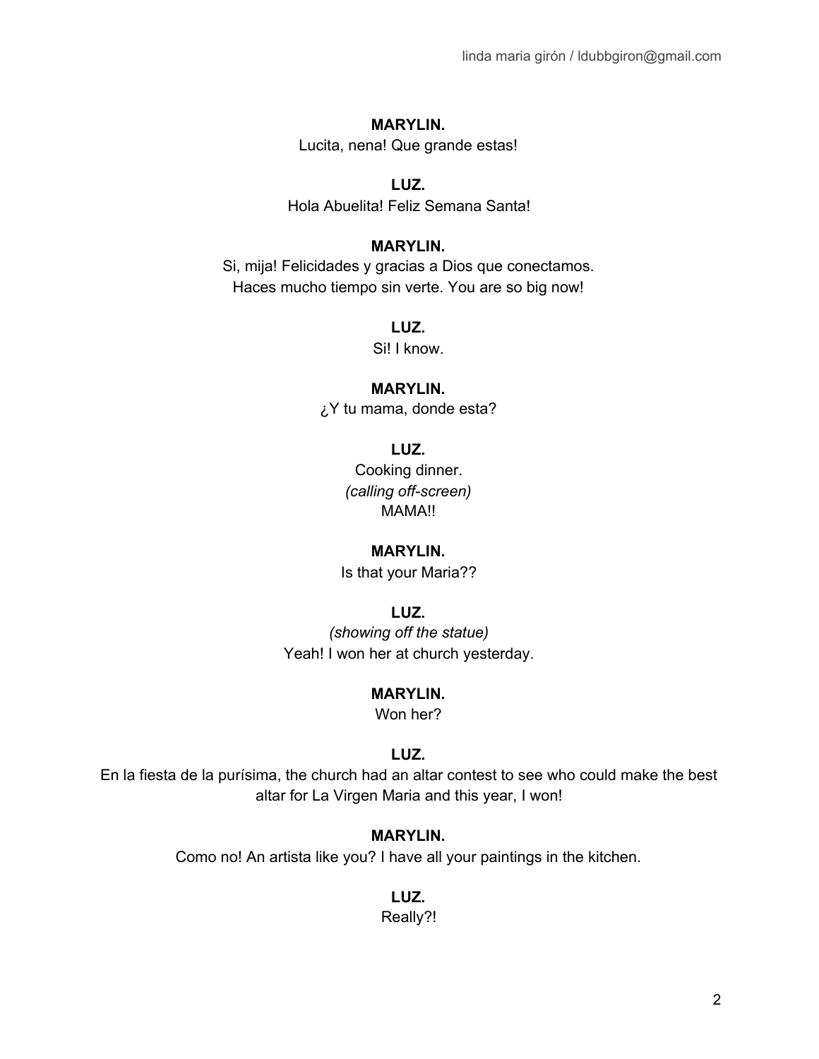**MARYLIN.**
Lucita, nena! Que grande estas!

**LUZ.**
Hola Abuelita! Feliz Semana Santa!

**MARYLIN.**
Si, mija! Felicidades y gracias a Dios que conectamos.
Haces mucho tiempo sin verte. You are so big now!

**LUZ.**
Si! I know.

**MARYLIN.**
¿Y tu mama, donde esta?

**LUZ.**
Cooking dinner.
*(calling off-screen)*
MAMA!!

**MARYLIN.**
Is that your Maria??

**LUZ.**
*(showing off the statue)*
Yeah! I won her at church yesterday.

**MARYLIN.**
Won her?

**LUZ.**
En la fiesta de la purísima, the church had an altar contest to see who could make the best altar for La Virgen Maria and this year, I won!

**MARYLIN.**
Como no! An artista like you? I have all your paintings in the kitchen.

**LUZ.**
Really?!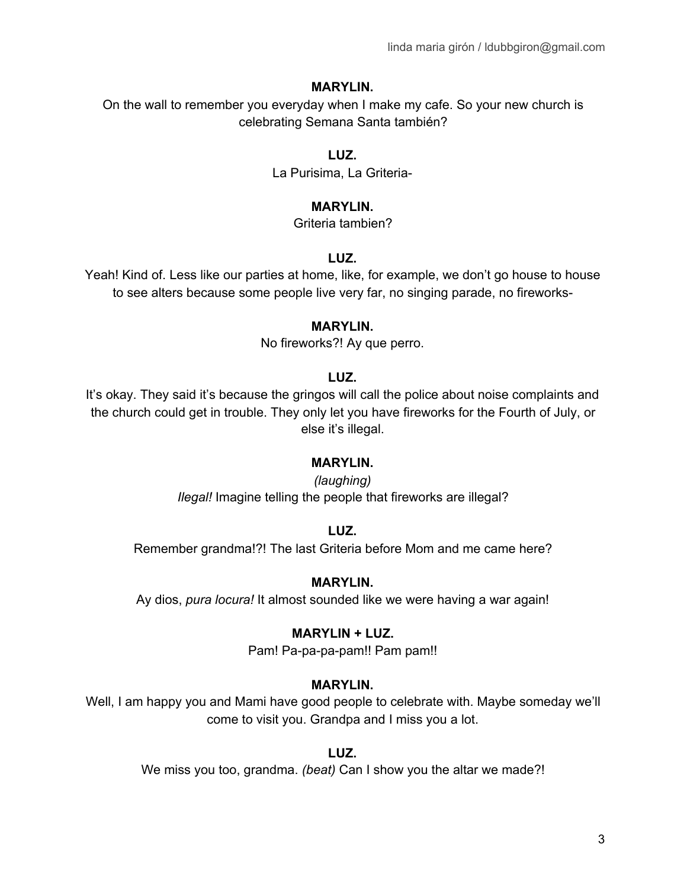**MARYLIN.**

On the wall to remember you everyday when I make my cafe. So your new church is celebrating Semana Santa también?

**LUZ.**

La Purisima, La Griteria-

**MARYLIN.**

Griteria tambien?

**LUZ.**

Yeah! Kind of. Less like our parties at home, like, for example, we don't go house to house to see alters because some people live very far, no singing parade, no fireworks-

**MARYLIN.**

No fireworks?! Ay que perro.

**LUZ.**

It's okay. They said it's because the gringos will call the police about noise complaints and the church could get in trouble. They only let you have fireworks for the Fourth of July, or else it's illegal.

**MARYLIN.**

*(laughing)*

*Ilegal!* Imagine telling the people that fireworks are illegal?

**LUZ.**

Remember grandma!?! The last Griteria before Mom and me came here?

**MARYLIN.**

Ay dios, *pura locura!* It almost sounded like we were having a war again!

**MARYLIN + LUZ.**

Pam! Pa-pa-pa-pam!! Pam pam!!

**MARYLIN.**

Well, I am happy you and Mami have good people to celebrate with. Maybe someday we'll come to visit you. Grandpa and I miss you a lot.

**LUZ.**

We miss you too, grandma. *(beat)* Can I show you the altar we made?!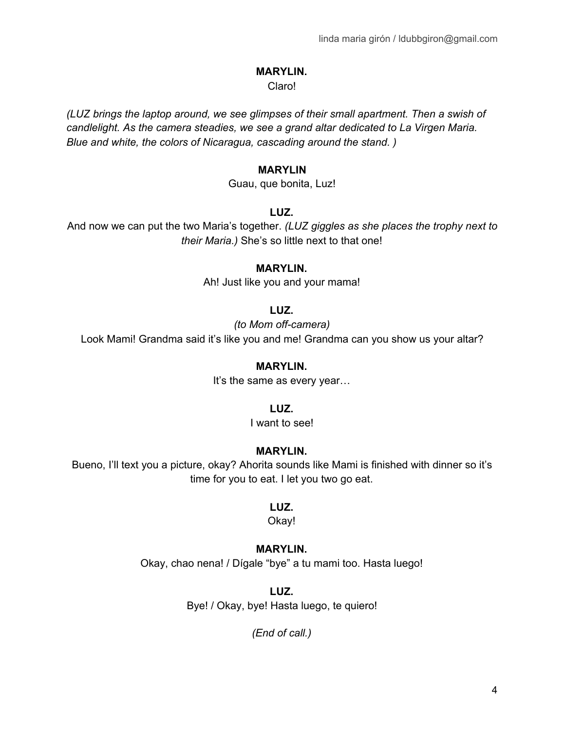**MARYLIN.**

Claro!

*(LUZ brings the laptop around, we see glimpses of their small apartment. Then a swish of candlelight. As the camera steadies, we see a grand altar dedicated to La Virgen Maria. Blue and white, the colors of Nicaragua, cascading around the stand. )*

**MARYLIN**

Guau, que bonita, Luz!

**LUZ.**

And now we can put the two Maria's together. *(LUZ giggles as she places the trophy next to their Maria.)* She's so little next to that one!

**MARYLIN.**

Ah! Just like you and your mama!

**LUZ.**

*(to Mom off-camera)*

Look Mami! Grandma said it's like you and me! Grandma can you show us your altar?

**MARYLIN.**

It's the same as every year…

**LUZ.**

I want to see!

**MARYLIN.**

Bueno, I'll text you a picture, okay? Ahorita sounds like Mami is finished with dinner so it's time for you to eat. I let you two go eat.

**LUZ.**

Okay!

**MARYLIN.**

Okay, chao nena! / Dígale "bye" a tu mami too. Hasta luego!

**LUZ.**

Bye! / Okay, bye! Hasta luego, te quiero!

*(End of call.)*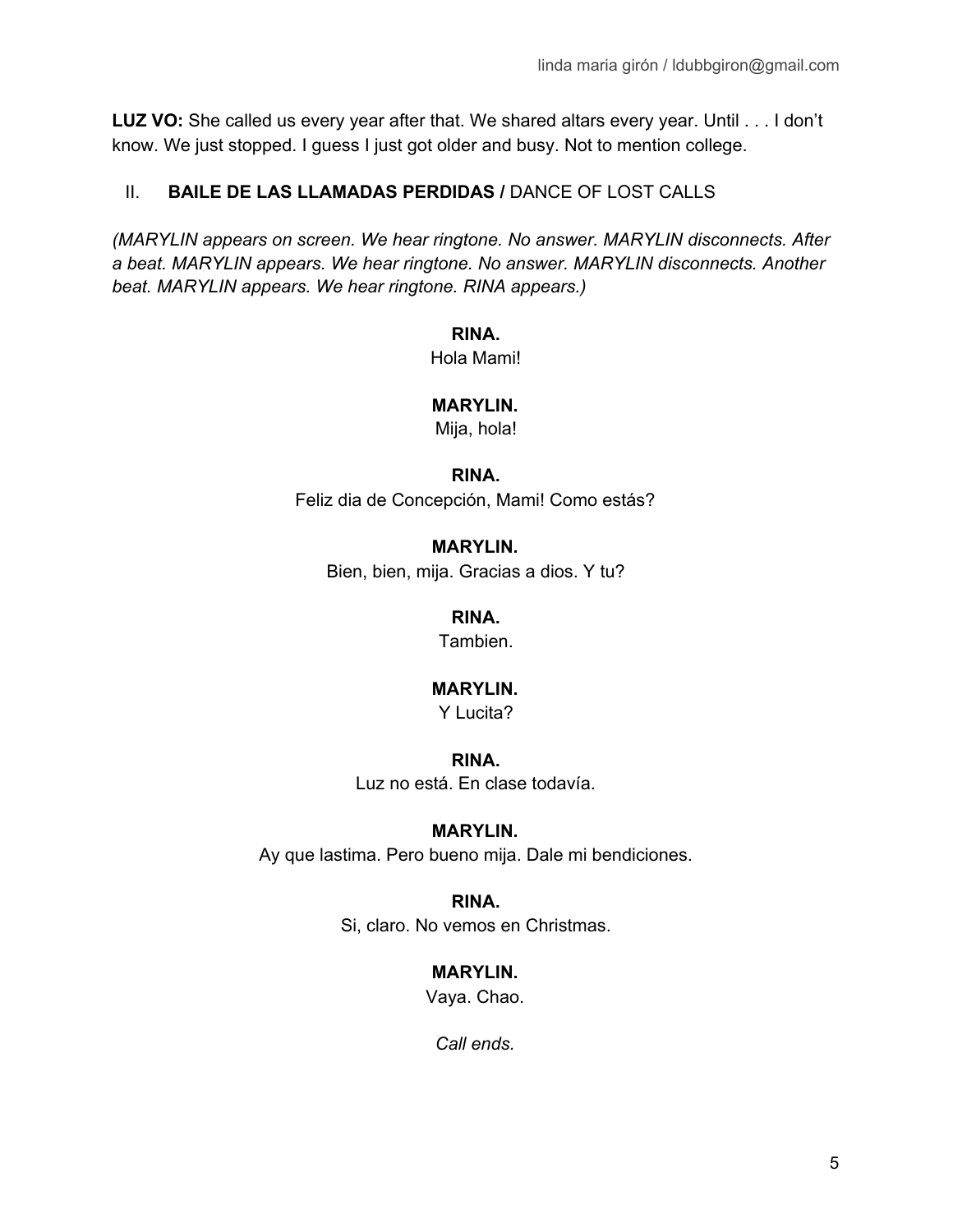**LUZ VO:** She called us every year after that. We shared altars every year. Until . . . I don't know. We just stopped. I guess I just got older and busy. Not to mention college.

## II. **BAILE DE LAS LLAMADAS PERDIDAS /** DANCE OF LOST CALLS

*(MARYLIN appears on screen. We hear ringtone. No answer. MARYLIN disconnects. After a beat. MARYLIN appears. We hear ringtone. No answer. MARYLIN disconnects. Another beat. MARYLIN appears. We hear ringtone. RINA appears.)*

**RINA.**
Hola Mami!

**MARYLIN.**
Mija, hola!

**RINA.**
Feliz dia de Concepción, Mami! Como estás?

**MARYLIN.**
Bien, bien, mija. Gracias a dios. Y tu?

**RINA.**
Tambien.

**MARYLIN.**
Y Lucita?

**RINA.**
Luz no está. En clase todavía.

**MARYLIN.**
Ay que lastima. Pero bueno mija. Dale mi bendiciones.

**RINA.**
Si, claro. No vemos en Christmas.

**MARYLIN.**
Vaya. Chao.

*Call ends.*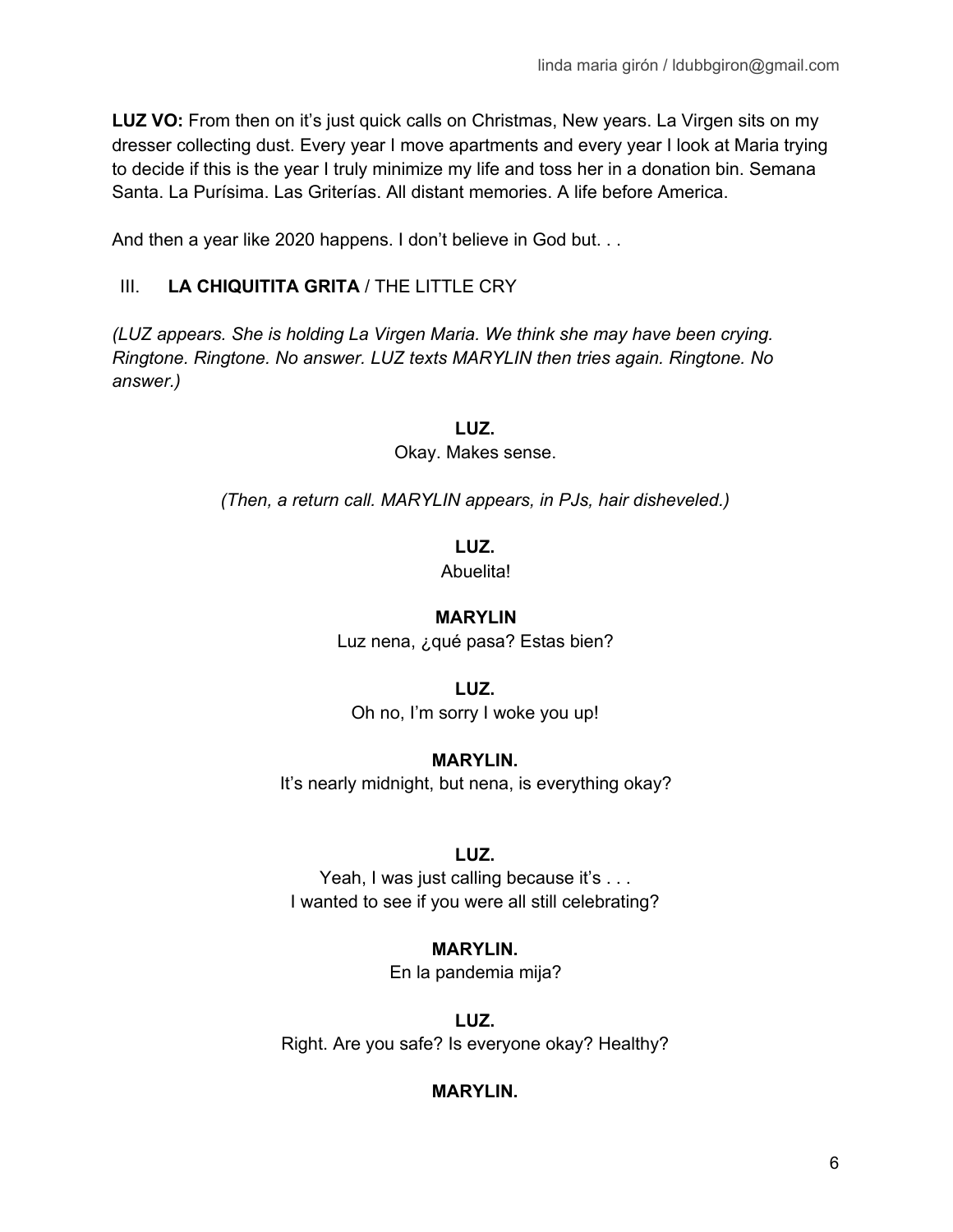**LUZ VO:** From then on it's just quick calls on Christmas, New years. La Virgen sits on my dresser collecting dust. Every year I move apartments and every year I look at Maria trying to decide if this is the year I truly minimize my life and toss her in a donation bin. Semana Santa. La Purísima. Las Griterías. All distant memories. A life before America.

And then a year like 2020 happens. I don't believe in God but. . .

## III. **LA CHIQUITITA GRITA** / THE LITTLE CRY

*(LUZ appears. She is holding La Virgen Maria. We think she may have been crying. Ringtone. Ringtone. No answer. LUZ texts MARYLIN then tries again. Ringtone. No answer.)*

**LUZ.**
Okay. Makes sense.

*(Then, a return call. MARYLIN appears, in PJs, hair disheveled.)*

**LUZ.**
Abuelita!

**MARYLIN**
Luz nena, ¿qué pasa? Estas bien?

**LUZ.**
Oh no, I'm sorry I woke you up!

**MARYLIN.**
It's nearly midnight, but nena, is everything okay?

**LUZ.**
Yeah, I was just calling because it's . . .
I wanted to see if you were all still celebrating?

**MARYLIN.**
En la pandemia mija?

**LUZ.**
Right. Are you safe? Is everyone okay? Healthy?

**MARYLIN.**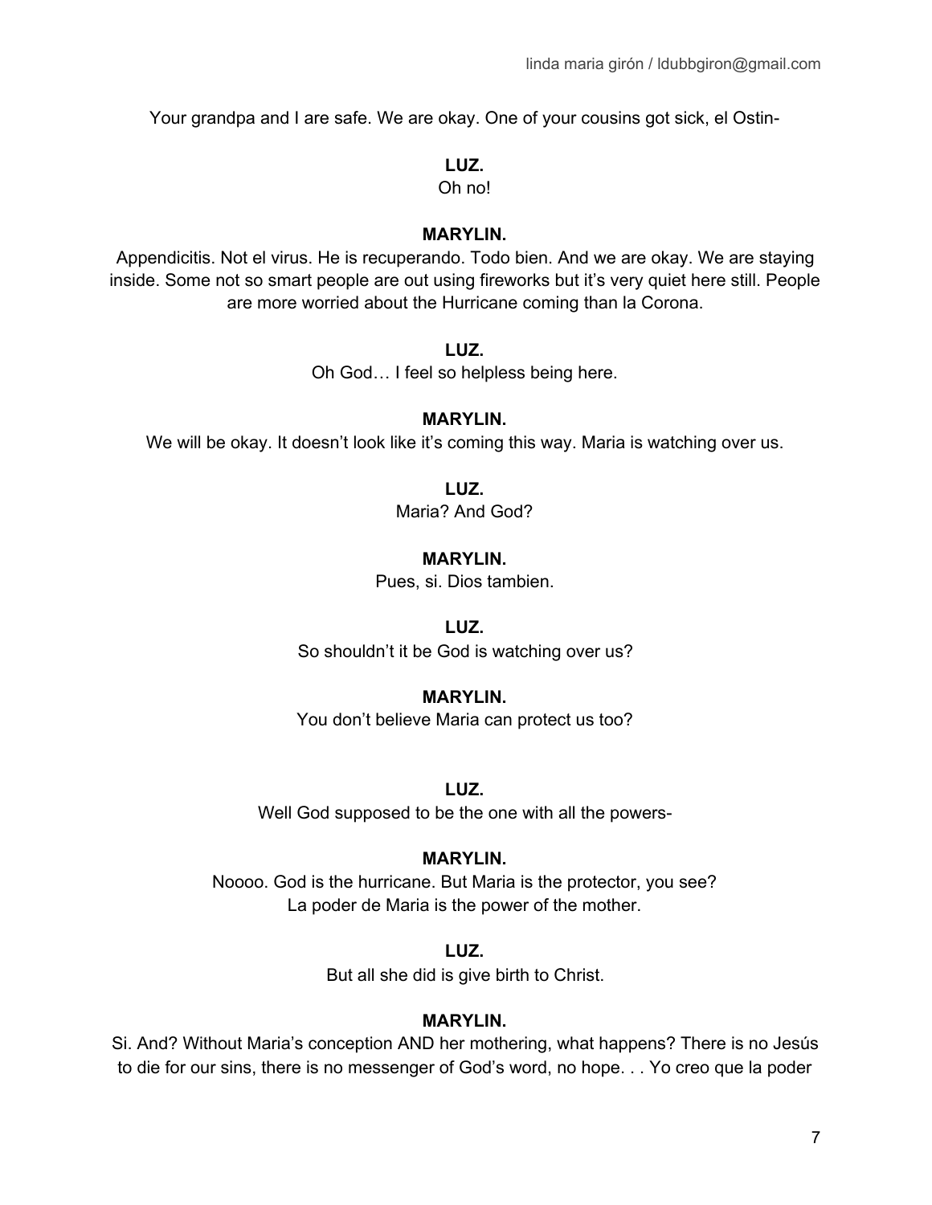Your grandpa and I are safe. We are okay. One of your cousins got sick, el Ostin-

**LUZ.**

Oh no!

**MARYLIN.**

Appendicitis. Not el virus. He is recuperando. Todo bien. And we are okay. We are staying inside. Some not so smart people are out using fireworks but it's very quiet here still. People are more worried about the Hurricane coming than la Corona.

**LUZ.**

Oh God… I feel so helpless being here.

**MARYLIN.**

We will be okay. It doesn't look like it's coming this way. Maria is watching over us.

**LUZ.**

Maria? And God?

**MARYLIN.**

Pues, si. Dios tambien.

**LUZ.**

So shouldn't it be God is watching over us?

**MARYLIN.**

You don't believe Maria can protect us too?

**LUZ.**

Well God supposed to be the one with all the powers-

**MARYLIN.**

Noooo. God is the hurricane. But Maria is the protector, you see?
La poder de Maria is the power of the mother.

**LUZ.**

But all she did is give birth to Christ.

**MARYLIN.**

Si. And? Without Maria's conception AND her mothering, what happens? There is no Jesús to die for our sins, there is no messenger of God's word, no hope. . . Yo creo que la poder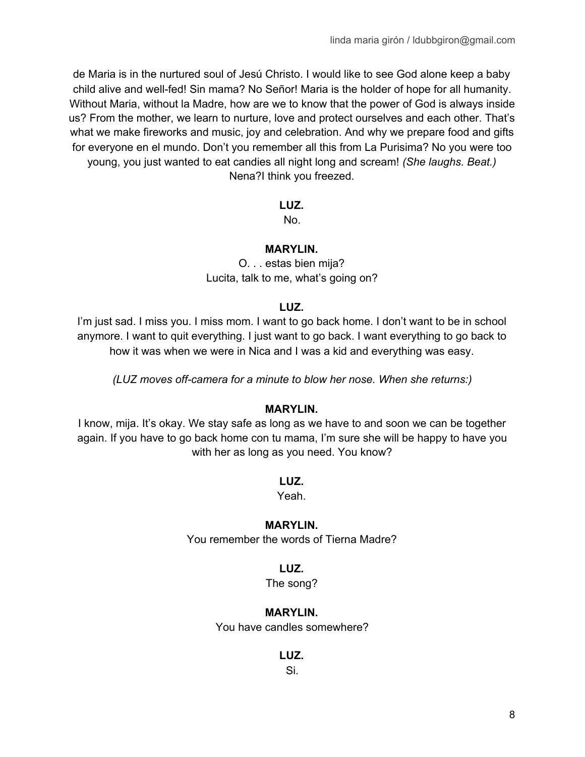de Maria is in the nurtured soul of Jesú Christo. I would like to see God alone keep a baby child alive and well-fed! Sin mama? No Señor! Maria is the holder of hope for all humanity. Without Maria, without la Madre, how are we to know that the power of God is always inside us? From the mother, we learn to nurture, love and protect ourselves and each other. That's what we make fireworks and music, joy and celebration. And why we prepare food and gifts for everyone en el mundo. Don't you remember all this from La Purisima? No you were too young, you just wanted to eat candies all night long and scream! *(She laughs. Beat.)* Nena?I think you freezed.

**LUZ.**

No.

**MARYLIN.**

O. . . estas bien mija?
Lucita, talk to me, what's going on?

**LUZ.**

I'm just sad. I miss you. I miss mom. I want to go back home. I don't want to be in school anymore. I want to quit everything. I just want to go back. I want everything to go back to how it was when we were in Nica and I was a kid and everything was easy.

*(LUZ moves off-camera for a minute to blow her nose. When she returns:)*

**MARYLIN.**

I know, mija. It's okay. We stay safe as long as we have to and soon we can be together again. If you have to go back home con tu mama, I'm sure she will be happy to have you with her as long as you need. You know?

**LUZ.**

Yeah.

**MARYLIN.**

You remember the words of Tierna Madre?

**LUZ.**

The song?

**MARYLIN.**

You have candles somewhere?

**LUZ.**

Si.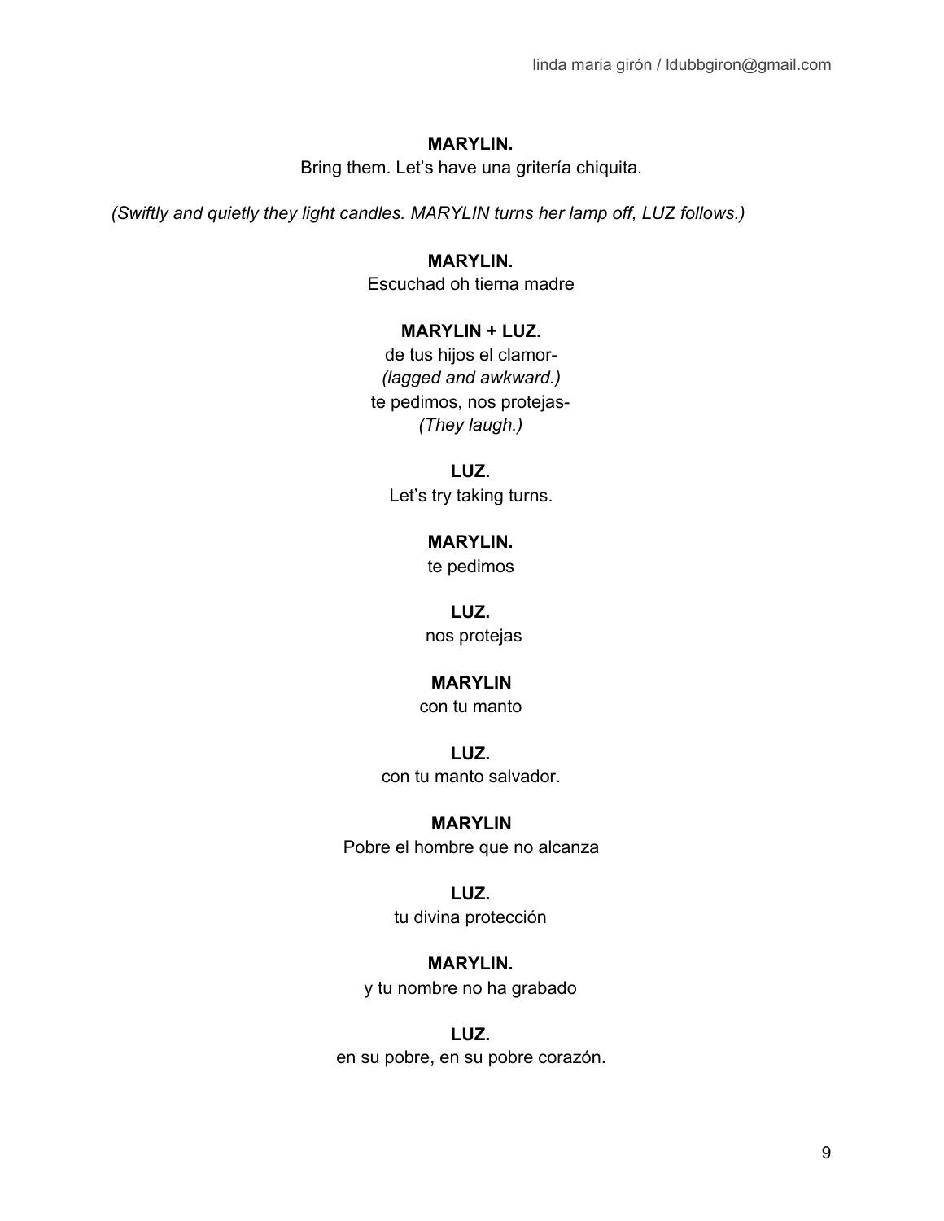**MARYLIN.**
Bring them. Let's have una gritería chiquita.

*(Swiftly and quietly they light candles. MARYLIN turns her lamp off, LUZ follows.)*

**MARYLIN.**
Escuchad oh tierna madre

**MARYLIN + LUZ.**
de tus hijos el clamor-
*(lagged and awkward.)*
te pedimos, nos protejas-
*(They laugh.)*

**LUZ.**
Let's try taking turns.

**MARYLIN.**
te pedimos

**LUZ.**
nos protejas

**MARYLIN**
con tu manto

**LUZ.**
con tu manto salvador.

**MARYLIN**
Pobre el hombre que no alcanza

**LUZ.**
tu divina protección

**MARYLIN.**
y tu nombre no ha grabado

**LUZ.**
en su pobre, en su pobre corazón.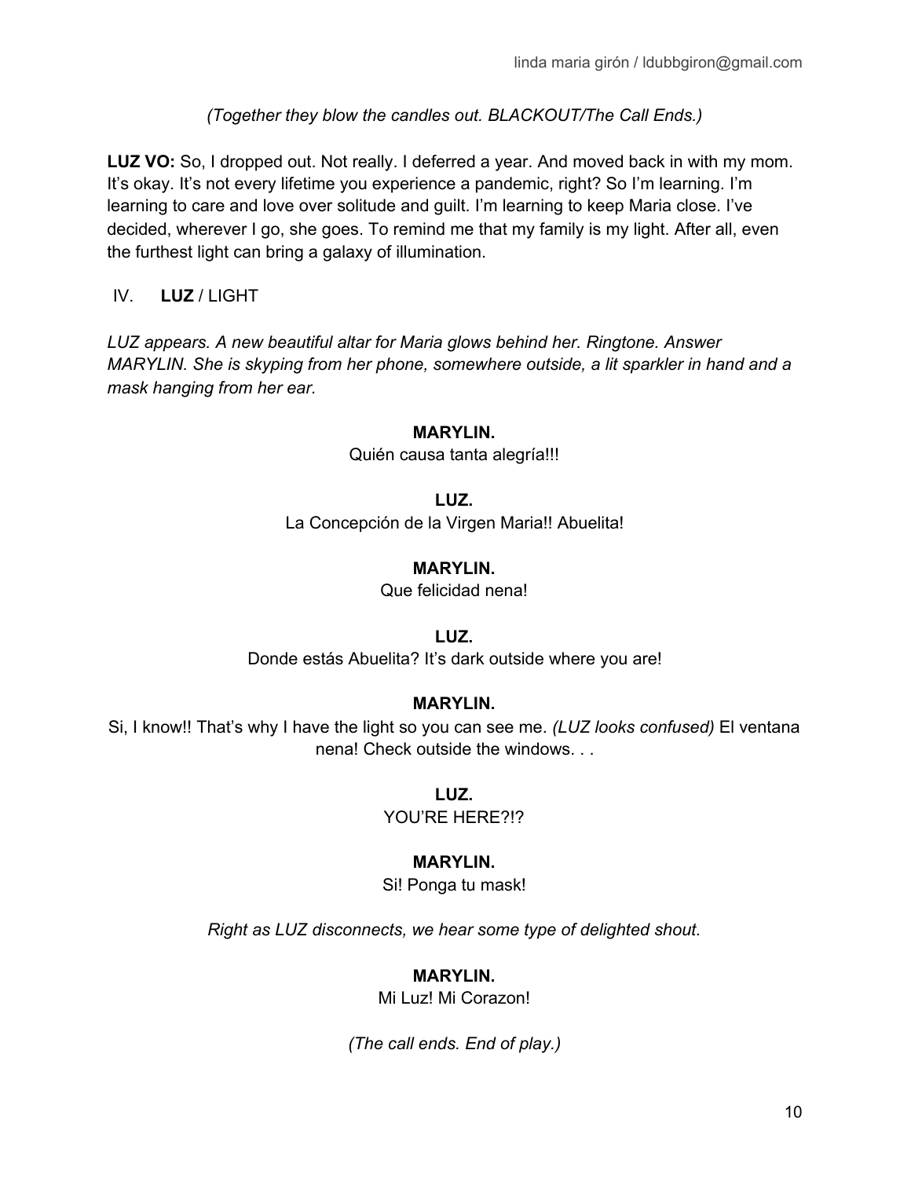*(Together they blow the candles out. BLACKOUT/The Call Ends.)*

**LUZ VO:** So, I dropped out. Not really. I deferred a year. And moved back in with my mom. It's okay. It's not every lifetime you experience a pandemic, right? So I'm learning. I'm learning to care and love over solitude and guilt. I'm learning to keep Maria close. I've decided, wherever I go, she goes. To remind me that my family is my light. After all, even the furthest light can bring a galaxy of illumination.

IV. **LUZ** / LIGHT

*LUZ appears. A new beautiful altar for Maria glows behind her. Ringtone. Answer MARYLIN. She is skyping from her phone, somewhere outside, a lit sparkler in hand and a mask hanging from her ear.*

**MARYLIN.**
Quién causa tanta alegría!!!

**LUZ.**
La Concepción de la Virgen Maria!! Abuelita!

**MARYLIN.**
Que felicidad nena!

**LUZ.**
Donde estás Abuelita? It's dark outside where you are!

**MARYLIN.**
Si, I know!! That's why I have the light so you can see me. *(LUZ looks confused)* El ventana nena! Check outside the windows. . .

**LUZ.**
YOU'RE HERE?!?

**MARYLIN.**
Si! Ponga tu mask!

*Right as LUZ disconnects, we hear some type of delighted shout.*

**MARYLIN.**
Mi Luz! Mi Corazon!

*(The call ends. End of play.)*